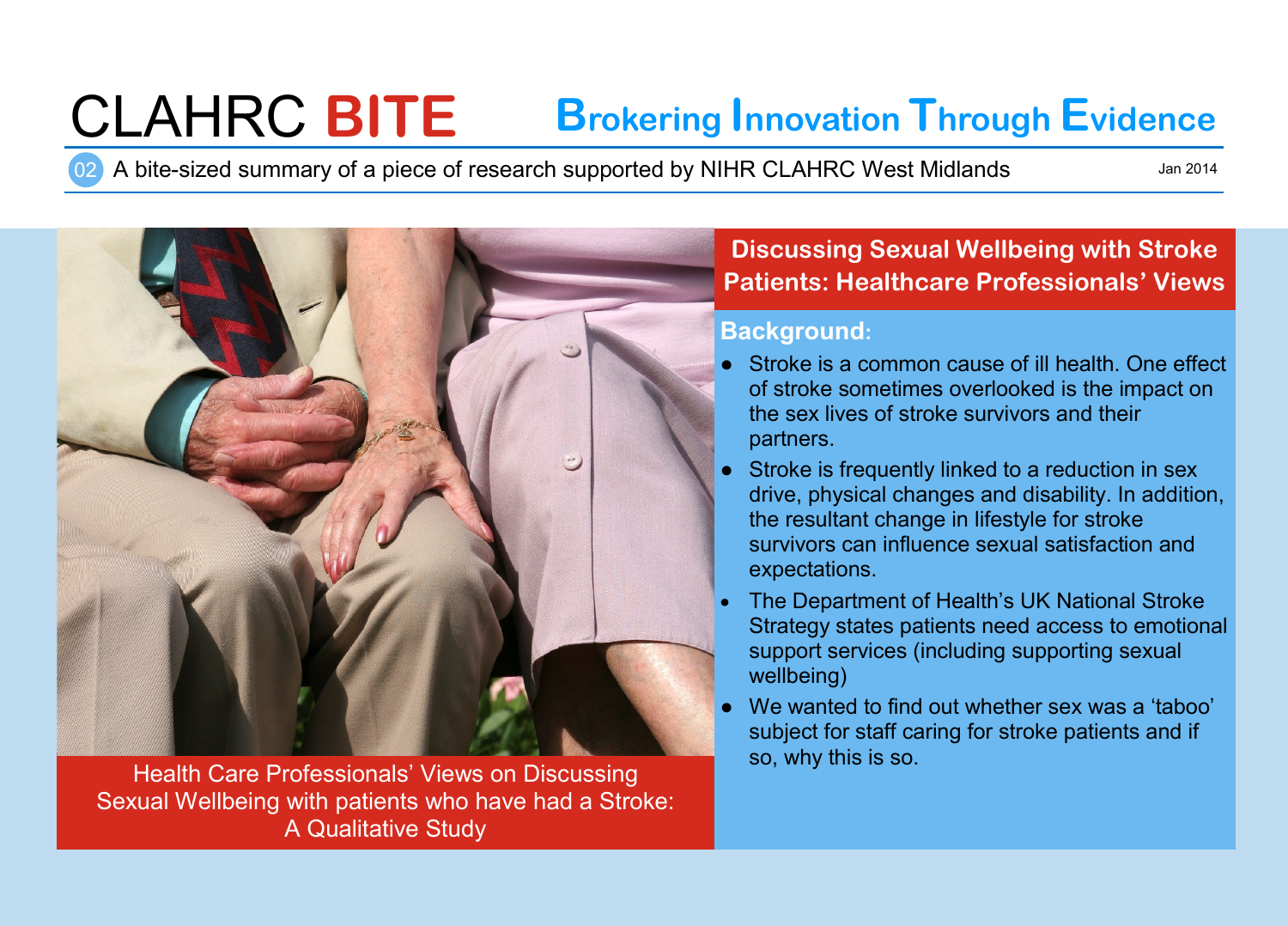# CLAHRC BITE — Brokering Innovation Through Evidence

02 A bite-sized summary of a piece of research supported by NIHR CLAHRC West Midlands

Jan 2014

Health Care Professionals' Views on Discussing Sexual Wellbeing with patients who have had a Stroke: A Qualitative Study

## Discussing Sexual Wellbeing with Stroke Patients: Healthcare Professionals' Views

### Background:

- Stroke is a common cause of ill health. One effect of stroke sometimes overlooked is the impact on the sex lives of stroke survivors and their partners.
- Stroke is frequently linked to a reduction in sex drive, physical changes and disability. In addition, the resultant change in lifestyle for stroke survivors can influence sexual satisfaction and expectations.
- The Department of Health's UK National Stroke Strategy states patients need access to emotional support services (including supporting sexual wellbeing)
- We wanted to find out whether sex was a 'taboo' subject for staff caring for stroke patients and if so, why this is so.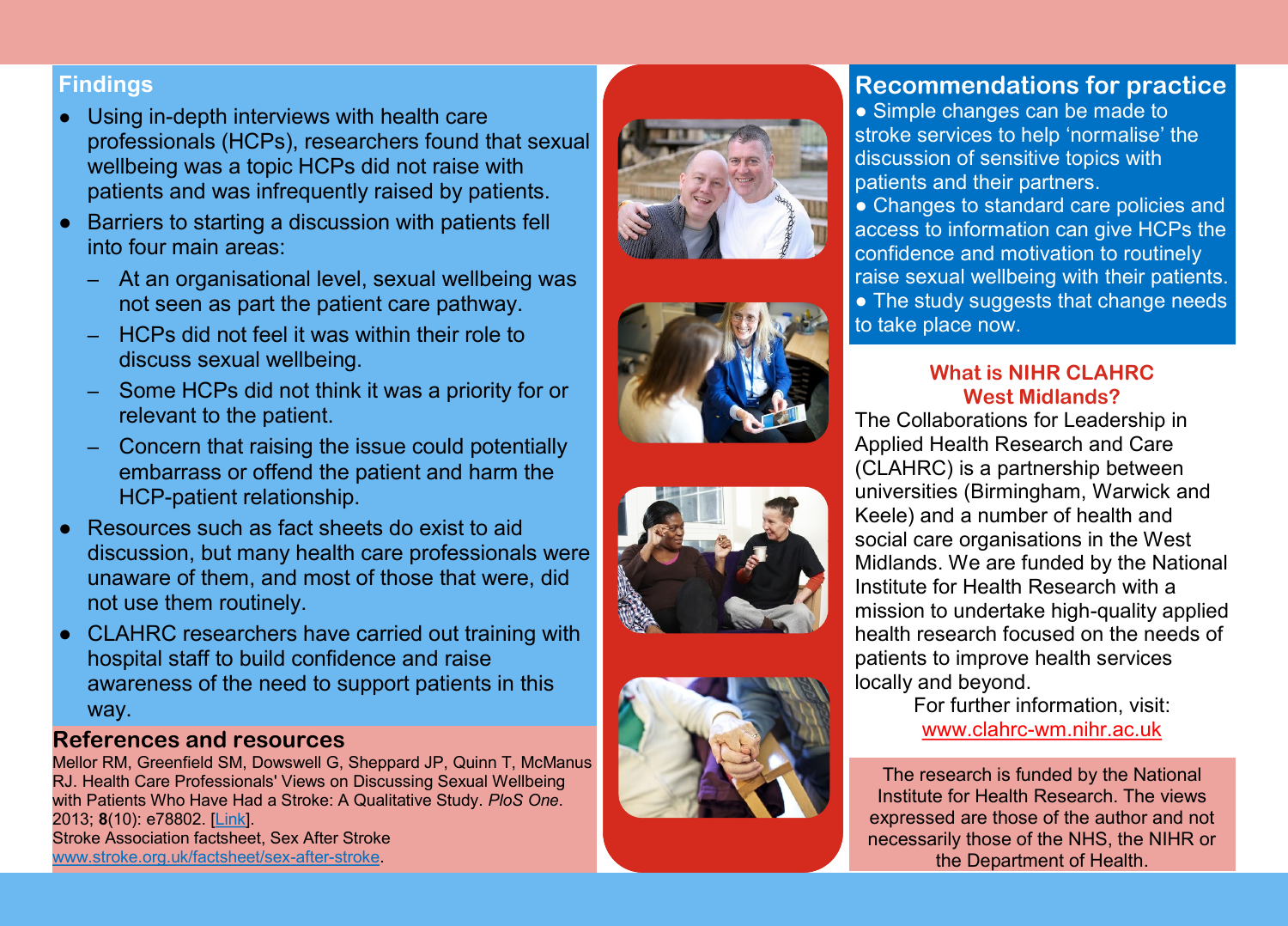## Findings

- Using in-depth interviews with health care professionals (HCPs), researchers found that sexual wellbeing was a topic HCPs did not raise with patients and was infrequently raised by patients.
- Barriers to starting a discussion with patients fell into four main areas:
  - At an organisational level, sexual wellbeing was not seen as part the patient care pathway.
  - HCPs did not feel it was within their role to discuss sexual wellbeing.
  - Some HCPs did not think it was a priority for or relevant to the patient.
  - Concern that raising the issue could potentially embarrass or offend the patient and harm the HCP-patient relationship.
- Resources such as fact sheets do exist to aid discussion, but many health care professionals were unaware of them, and most of those that were, did not use them routinely.
- CLAHRC researchers have carried out training with hospital staff to build confidence and raise awareness of the need to support patients in this way.

## References and resources

Mellor RM, Greenfield SM, Dowswell G, Sheppard JP, Quinn T, McManus RJ. Health Care Professionals' Views on Discussing Sexual Wellbeing with Patients Who Have Had a Stroke: A Qualitative Study. *PloS One*. 2013; **8**(10): e78802. [Link].

Stroke Association factsheet, Sex After Stroke www.stroke.org.uk/factsheet/sex-after-stroke.

## Recommendations for practice

- Simple changes can be made to stroke services to help 'normalise' the discussion of sensitive topics with patients and their partners.
- Changes to standard care policies and access to information can give HCPs the confidence and motivation to routinely raise sexual wellbeing with their patients.
- The study suggests that change needs to take place now.

### What is NIHR CLAHRC West Midlands?

The Collaborations for Leadership in Applied Health Research and Care (CLAHRC) is a partnership between universities (Birmingham, Warwick and Keele) and a number of health and social care organisations in the West Midlands. We are funded by the National Institute for Health Research with a mission to undertake high-quality applied health research focused on the needs of patients to improve health services locally and beyond.

For further information, visit: www.clahrc-wm.nihr.ac.uk

The research is funded by the National Institute for Health Research. The views expressed are those of the author and not necessarily those of the NHS, the NIHR or the Department of Health.